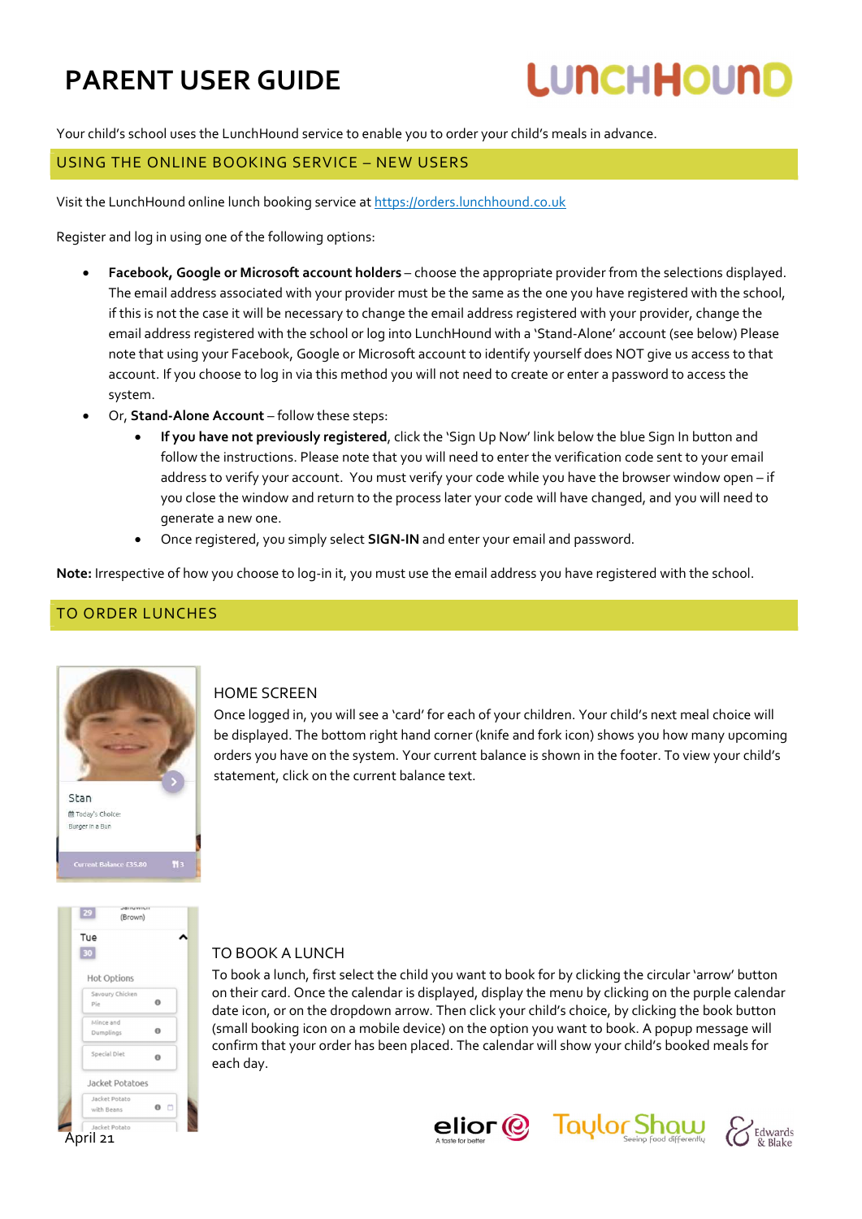# PARENT USER GUIDE

Your child's school uses the LunchHound service to enable you to order your child's meals in advance.

## USING THE ONLINE BOOKING SERVICE – NEW USERS

Visit the LunchHound online lunch booking service at https://orders.lunchhound.co.uk

Register and log in using one of the following options:

- **Facebook, Google or Microsoft account holders** – choose the appropriate provider from the selections displayed. The email address associated with your provider must be the same as the one you have registered with the school, if this is not the case it will be necessary to change the email address registered with your provider, change the email address registered with the school or log into LunchHound with a 'Stand-Alone' account (see below) Please note that using your Facebook, Google or Microsoft account to identify yourself does NOT give us access to that account. If you choose to log in via this method you will not need to create or enter a password to access the system.
- Or, **Stand-Alone Account** – follow these steps:
  - **If you have not previously registered**, click the 'Sign Up Now' link below the blue Sign In button and follow the instructions. Please note that you will need to enter the verification code sent to your email address to verify your account. You must verify your code while you have the browser window open – if you close the window and return to the process later your code will have changed, and you will need to generate a new one.
  - Once registered, you simply select **SIGN-IN** and enter your email and password.

**Note:** Irrespective of how you choose to log-in it, you must use the email address you have registered with the school.

## TO ORDER LUNCHES

### HOME SCREEN

Once logged in, you will see a 'card' for each of your children. Your child's next meal choice will be displayed. The bottom right hand corner (knife and fork icon) shows you how many upcoming orders you have on the system. Your current balance is shown in the footer. To view your child's statement, click on the current balance text.

### TO BOOK A LUNCH

To book a lunch, first select the child you want to book for by clicking the circular 'arrow' button on their card. Once the calendar is displayed, display the menu by clicking on the purple calendar date icon, or on the dropdown arrow. Then click your child's choice, by clicking the book button (small booking icon on a mobile device) on the option you want to book. A popup message will confirm that your order has been placed. The calendar will show your child's booked meals for each day.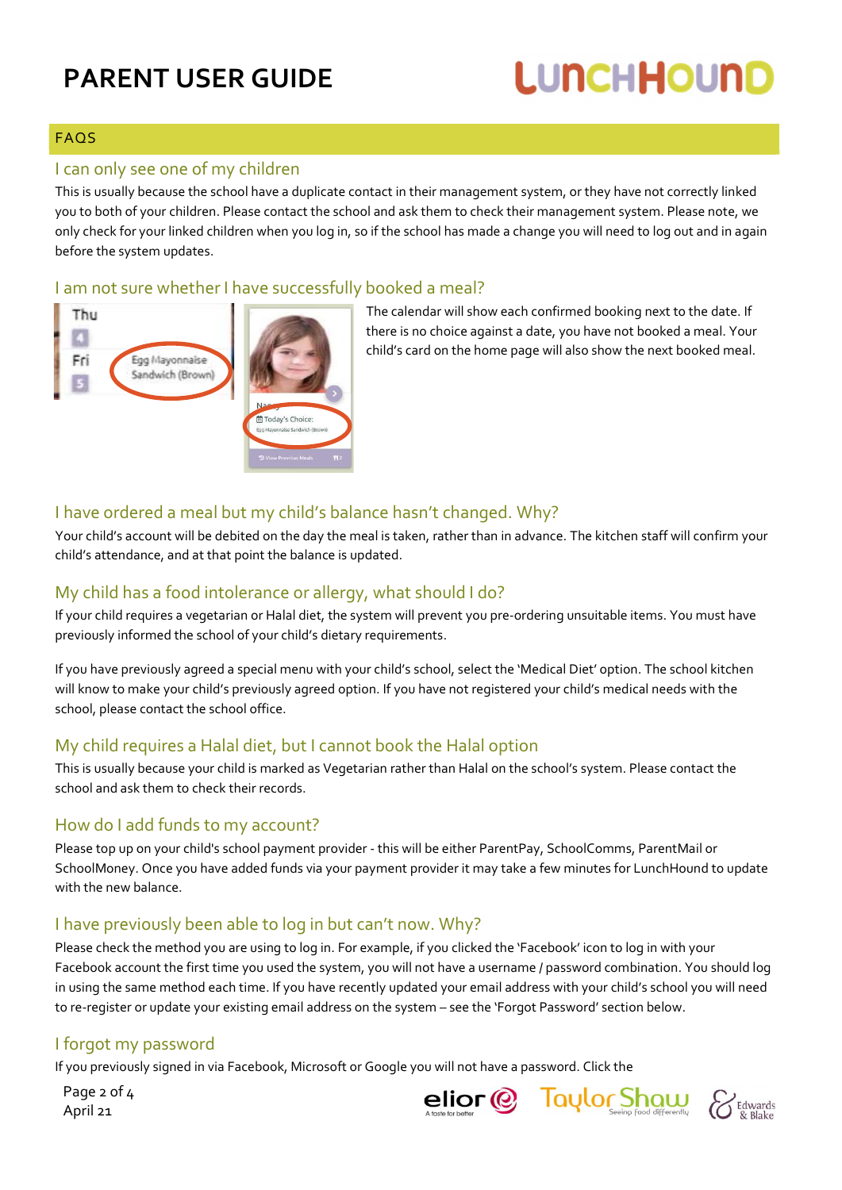## FAQS

### I can only see one of my children

This is usually because the school have a duplicate contact in their management system, or they have not correctly linked you to both of your children. Please contact the school and ask them to check their management system. Please note, we only check for your linked children when you log in, so if the school has made a change you will need to log out and in again before the system updates.

### I am not sure whether I have successfully booked a meal?

The calendar will show each confirmed booking next to the date. If there is no choice against a date, you have not booked a meal. Your child's card on the home page will also show the next booked meal.

### I have ordered a meal but my child's balance hasn't changed. Why?

Your child's account will be debited on the day the meal is taken, rather than in advance. The kitchen staff will confirm your child's attendance, and at that point the balance is updated.

### My child has a food intolerance or allergy, what should I do?

If your child requires a vegetarian or Halal diet, the system will prevent you pre-ordering unsuitable items. You must have previously informed the school of your child's dietary requirements.

If you have previously agreed a special menu with your child's school, select the 'Medical Diet' option. The school kitchen will know to make your child's previously agreed option. If you have not registered your child's medical needs with the school, please contact the school office.

### My child requires a Halal diet, but I cannot book the Halal option

This is usually because your child is marked as Vegetarian rather than Halal on the school's system. Please contact the school and ask them to check their records.

### How do I add funds to my account?

Please top up on your child's school payment provider - this will be either ParentPay, SchoolComms, ParentMail or SchoolMoney. Once you have added funds via your payment provider it may take a few minutes for LunchHound to update with the new balance.

### I have previously been able to log in but can't now. Why?

Please check the method you are using to log in. For example, if you clicked the 'Facebook' icon to log in with your Facebook account the first time you used the system, you will not have a username / password combination. You should log in using the same method each time. If you have recently updated your email address with your child's school you will need to re-register or update your existing email address on the system – see the 'Forgot Password' section below.

### I forgot my password

If you previously signed in via Facebook, Microsoft or Google you will not have a password. Click the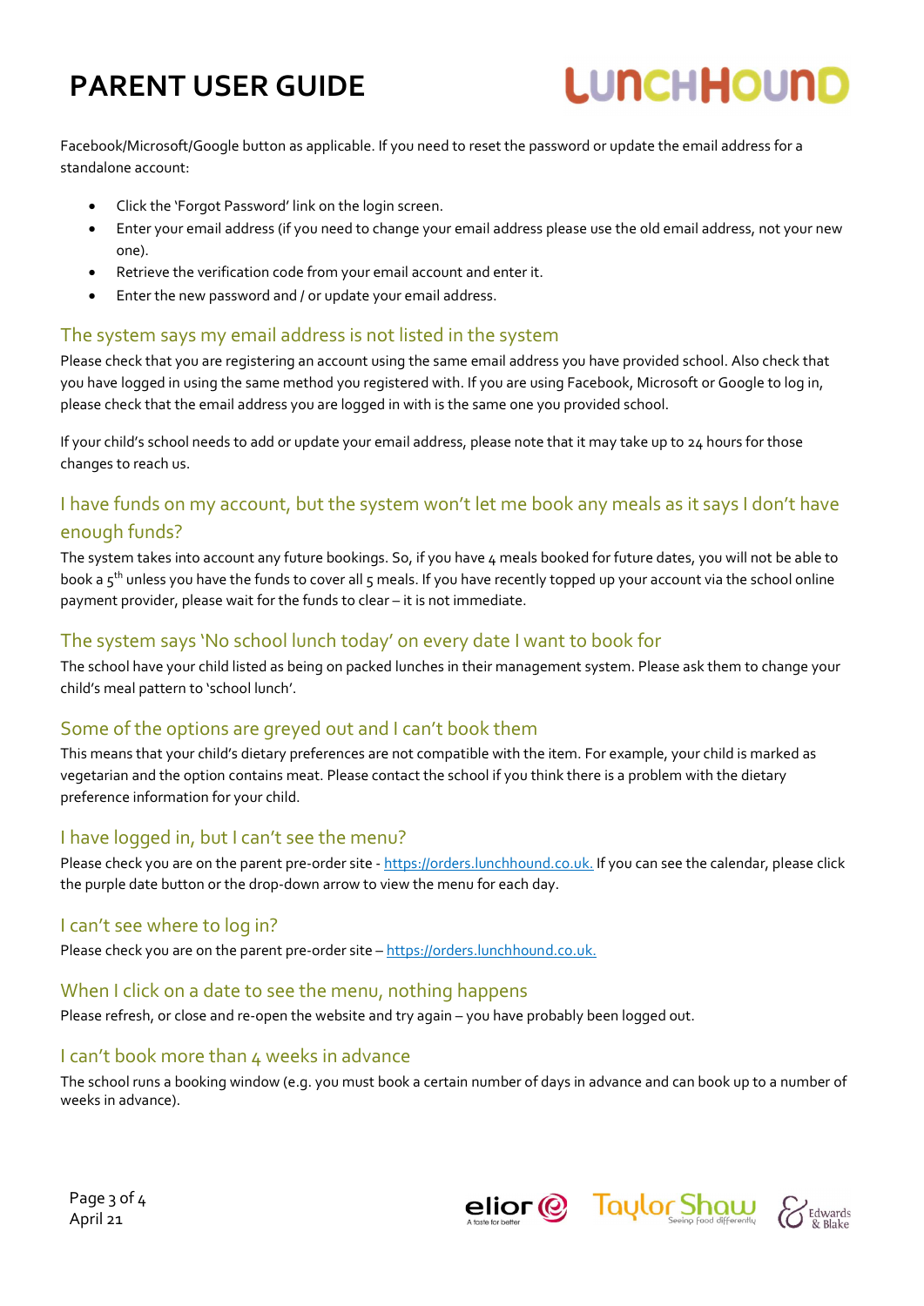Facebook/Microsoft/Google button as applicable. If you need to reset the password or update the email address for a standalone account:

- Click the 'Forgot Password' link on the login screen.
- Enter your email address (if you need to change your email address please use the old email address, not your new one).
- Retrieve the verification code from your email account and enter it.
- Enter the new password and / or update your email address.

## The system says my email address is not listed in the system

Please check that you are registering an account using the same email address you have provided school. Also check that you have logged in using the same method you registered with. If you are using Facebook, Microsoft or Google to log in, please check that the email address you are logged in with is the same one you provided school.

If your child's school needs to add or update your email address, please note that it may take up to 24 hours for those changes to reach us.

## I have funds on my account, but the system won't let me book any meals as it says I don't have enough funds?

The system takes into account any future bookings. So, if you have 4 meals booked for future dates, you will not be able to book a 5th unless you have the funds to cover all 5 meals. If you have recently topped up your account via the school online payment provider, please wait for the funds to clear – it is not immediate.

## The system says 'No school lunch today' on every date I want to book for

The school have your child listed as being on packed lunches in their management system. Please ask them to change your child's meal pattern to 'school lunch'.

## Some of the options are greyed out and I can't book them

This means that your child's dietary preferences are not compatible with the item. For example, your child is marked as vegetarian and the option contains meat. Please contact the school if you think there is a problem with the dietary preference information for your child.

## I have logged in, but I can't see the menu?

Please check you are on the parent pre-order site - https://orders.lunchhound.co.uk. If you can see the calendar, please click the purple date button or the drop-down arrow to view the menu for each day.

## I can't see where to log in?

Please check you are on the parent pre-order site – https://orders.lunchhound.co.uk.

## When I click on a date to see the menu, nothing happens

Please refresh, or close and re-open the website and try again – you have probably been logged out.

## I can't book more than 4 weeks in advance

The school runs a booking window (e.g. you must book a certain number of days in advance and can book up to a number of weeks in advance).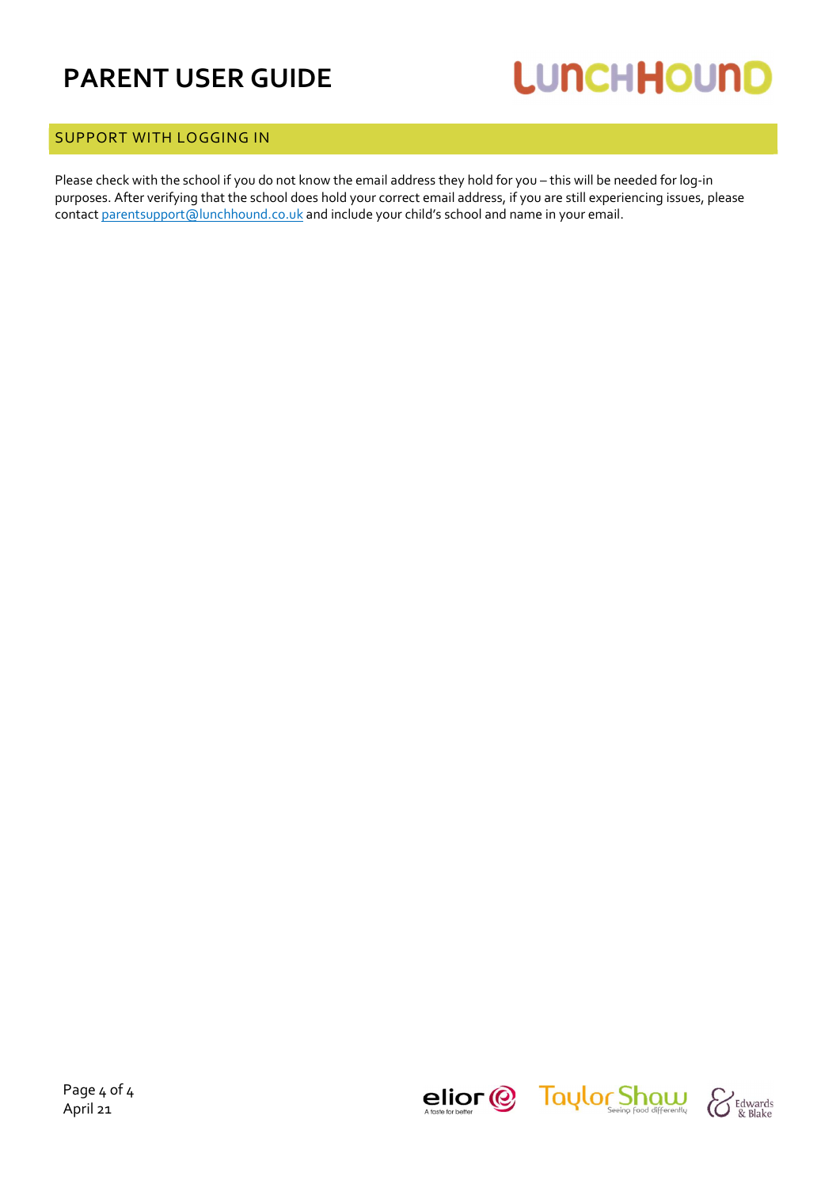## SUPPORT WITH LOGGING IN

Please check with the school if you do not know the email address they hold for you – this will be needed for log-in purposes. After verifying that the school does hold your correct email address, if you are still experiencing issues, please contact parentsupport@lunchhound.co.uk and include your child's school and name in your email.